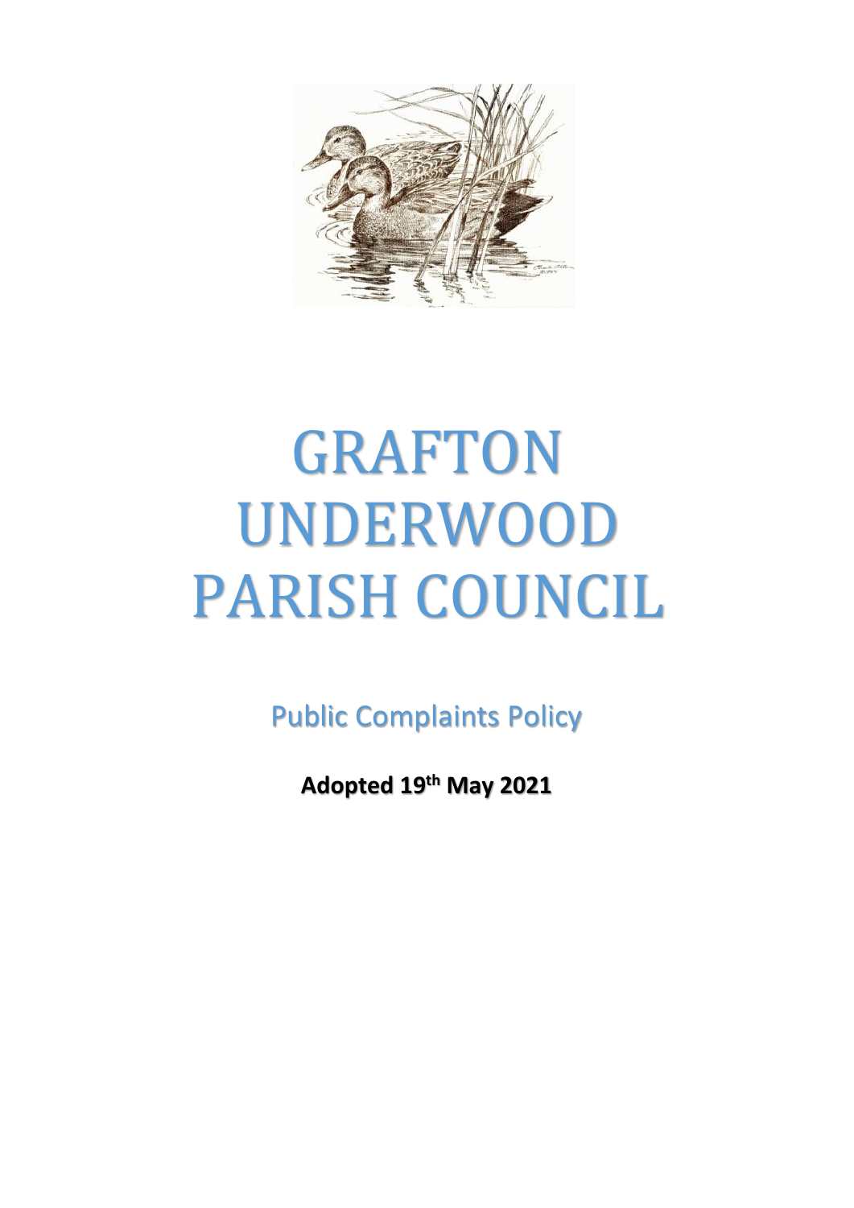# GRAFTON UNDERWOOD PARISH COUNCIL

## Public Complaints Policy

**Adopted 19th May 2021**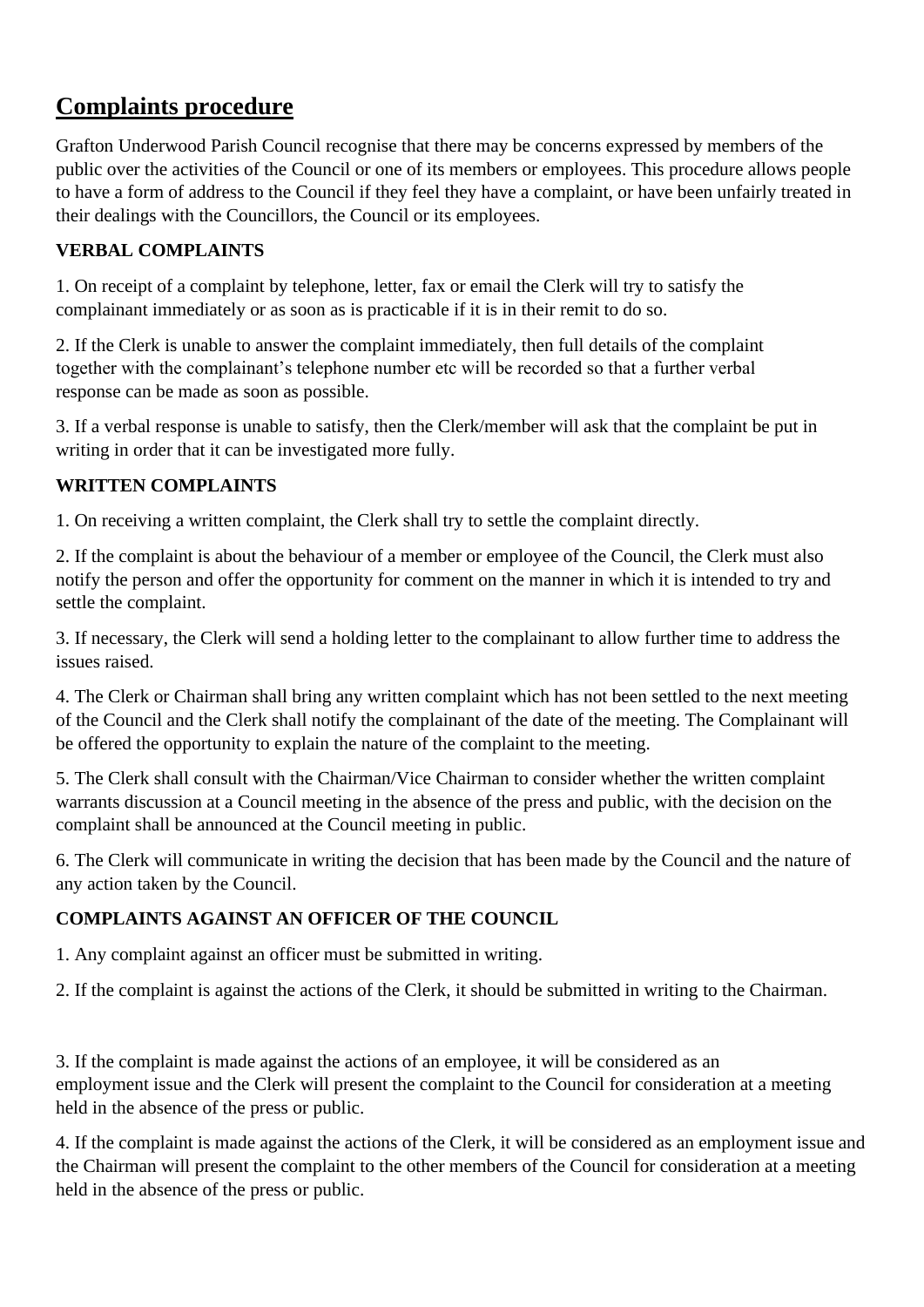## Complaints procedure

Grafton Underwood Parish Council recognise that there may be concerns expressed by members of the public over the activities of the Council or one of its members or employees. This procedure allows people to have a form of address to the Council if they feel they have a complaint, or have been unfairly treated in their dealings with the Councillors, the Council or its employees.

**VERBAL COMPLAINTS**

1. On receipt of a complaint by telephone, letter, fax or email the Clerk will try to satisfy the complainant immediately or as soon as is practicable if it is in their remit to do so.

2. If the Clerk is unable to answer the complaint immediately, then full details of the complaint together with the complainant's telephone number etc will be recorded so that a further verbal response can be made as soon as possible.

3. If a verbal response is unable to satisfy, then the Clerk/member will ask that the complaint be put in writing in order that it can be investigated more fully.

**WRITTEN COMPLAINTS**

1. On receiving a written complaint, the Clerk shall try to settle the complaint directly.

2. If the complaint is about the behaviour of a member or employee of the Council, the Clerk must also notify the person and offer the opportunity for comment on the manner in which it is intended to try and settle the complaint.

3. If necessary, the Clerk will send a holding letter to the complainant to allow further time to address the issues raised.

4. The Clerk or Chairman shall bring any written complaint which has not been settled to the next meeting of the Council and the Clerk shall notify the complainant of the date of the meeting. The Complainant will be offered the opportunity to explain the nature of the complaint to the meeting.

5. The Clerk shall consult with the Chairman/Vice Chairman to consider whether the written complaint warrants discussion at a Council meeting in the absence of the press and public, with the decision on the complaint shall be announced at the Council meeting in public.

6. The Clerk will communicate in writing the decision that has been made by the Council and the nature of any action taken by the Council.

**COMPLAINTS AGAINST AN OFFICER OF THE COUNCIL**

1. Any complaint against an officer must be submitted in writing.

2. If the complaint is against the actions of the Clerk, it should be submitted in writing to the Chairman.

3. If the complaint is made against the actions of an employee, it will be considered as an employment issue and the Clerk will present the complaint to the Council for consideration at a meeting held in the absence of the press or public.

4. If the complaint is made against the actions of the Clerk, it will be considered as an employment issue and the Chairman will present the complaint to the other members of the Council for consideration at a meeting held in the absence of the press or public.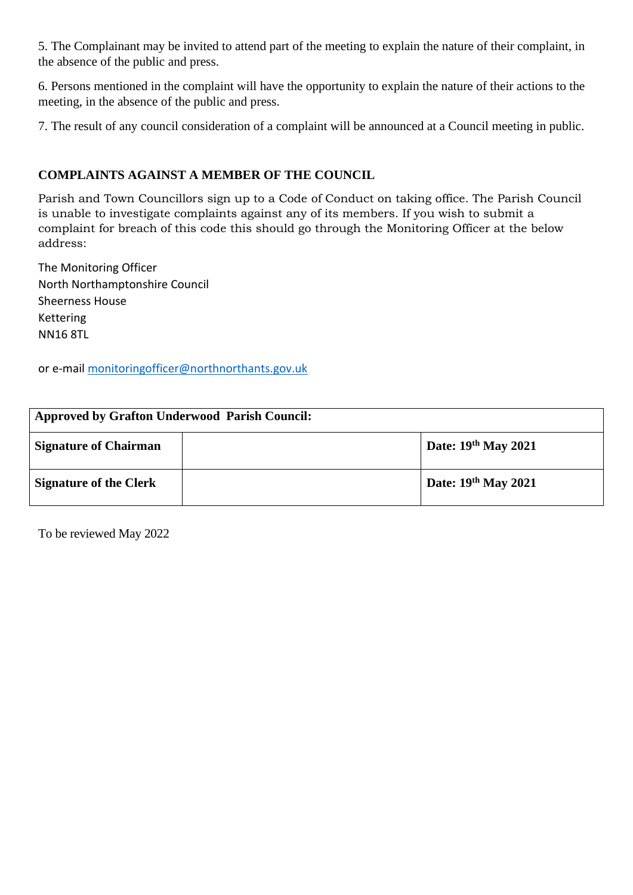5. The Complainant may be invited to attend part of the meeting to explain the nature of their complaint, in the absence of the public and press.

6. Persons mentioned in the complaint will have the opportunity to explain the nature of their actions to the meeting, in the absence of the public and press.

7. The result of any council consideration of a complaint will be announced at a Council meeting in public.

## COMPLAINTS AGAINST A MEMBER OF THE COUNCIL

Parish and Town Councillors sign up to a Code of Conduct on taking office. The Parish Council is unable to investigate complaints against any of its members. If you wish to submit a complaint for breach of this code this should go through the Monitoring Officer at the below address:

The Monitoring Officer
North Northamptonshire Council
Sheerness House
Kettering
NN16 8TL

or e-mail monitoringofficer@northnorthants.gov.uk

| **Approved by Grafton Underwood Parish Council:** | | |
|---|---|---|
| **Signature of Chairman** | | **Date: 19th May 2021** |
| **Signature of the Clerk** | | **Date: 19th May 2021** |

To be reviewed May 2022